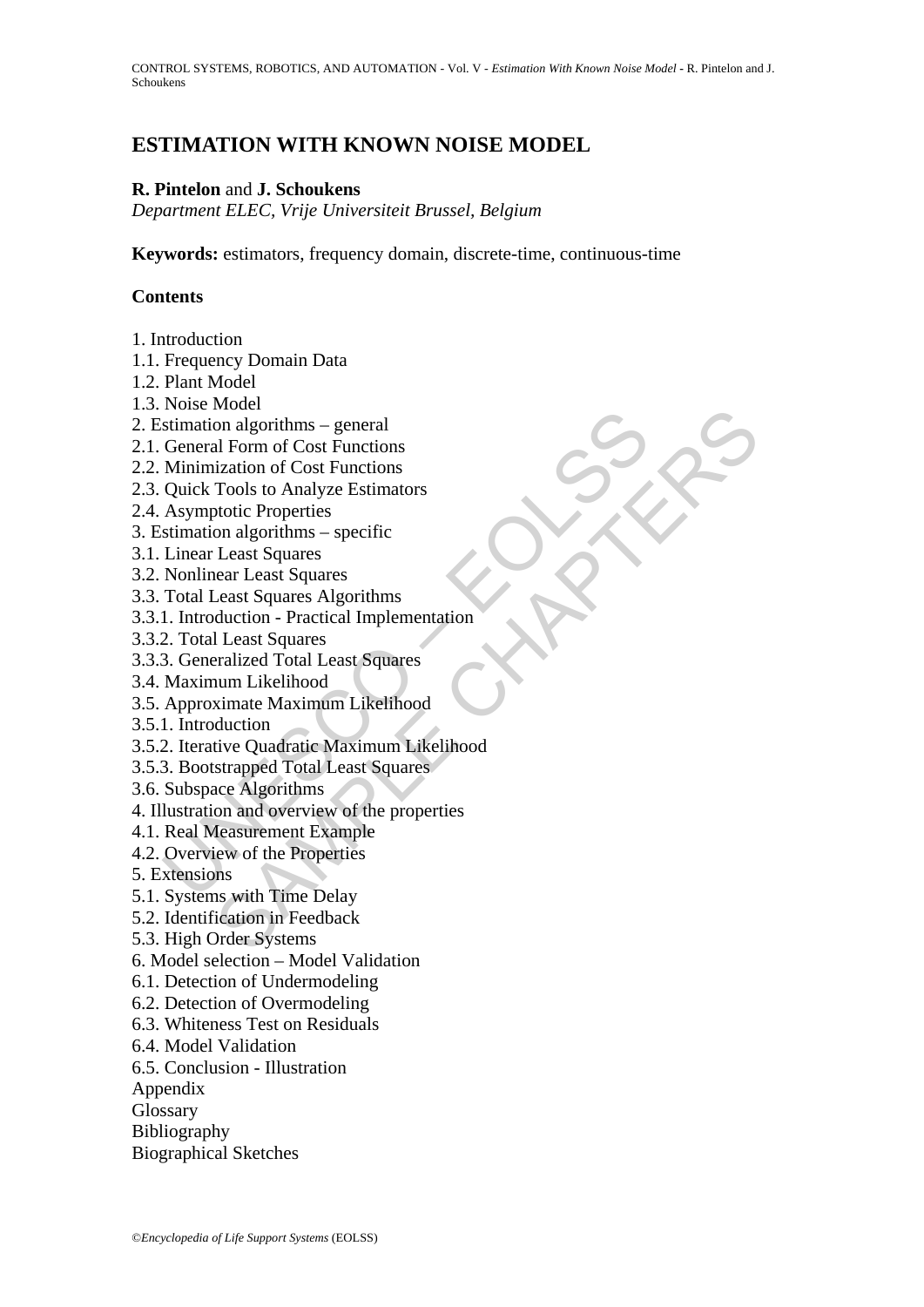# ESTIMATION WITH KNOWN NOISE MODEL

**R. Pintelon** and **J. Schoukens**

*Department ELEC, Vrije Universiteit Brussel, Belgium*

**Keywords:** estimators, frequency domain, discrete-time, continuous-time

## Contents

1. Introduction
1.1. Frequency Domain Data
1.2. Plant Model
1.3. Noise Model
2. Estimation algorithms – general
2.1. General Form of Cost Functions
2.2. Minimization of Cost Functions
2.3. Quick Tools to Analyze Estimators
2.4. Asymptotic Properties
3. Estimation algorithms – specific
3.1. Linear Least Squares
3.2. Nonlinear Least Squares
3.3. Total Least Squares Algorithms
3.3.1. Introduction - Practical Implementation
3.3.2. Total Least Squares
3.3.3. Generalized Total Least Squares
3.4. Maximum Likelihood
3.5. Approximate Maximum Likelihood
3.5.1. Introduction
3.5.2. Iterative Quadratic Maximum Likelihood
3.5.3. Bootstrapped Total Least Squares
3.6. Subspace Algorithms
4. Illustration and overview of the properties
4.1. Real Measurement Example
4.2. Overview of the Properties
5. Extensions
5.1. Systems with Time Delay
5.2. Identification in Feedback
5.3. High Order Systems
6. Model selection – Model Validation
6.1. Detection of Undermodeling
6.2. Detection of Overmodeling
6.3. Whiteness Test on Residuals
6.4. Model Validation
6.5. Conclusion - Illustration
Appendix
Glossary
Bibliography
Biographical Sketches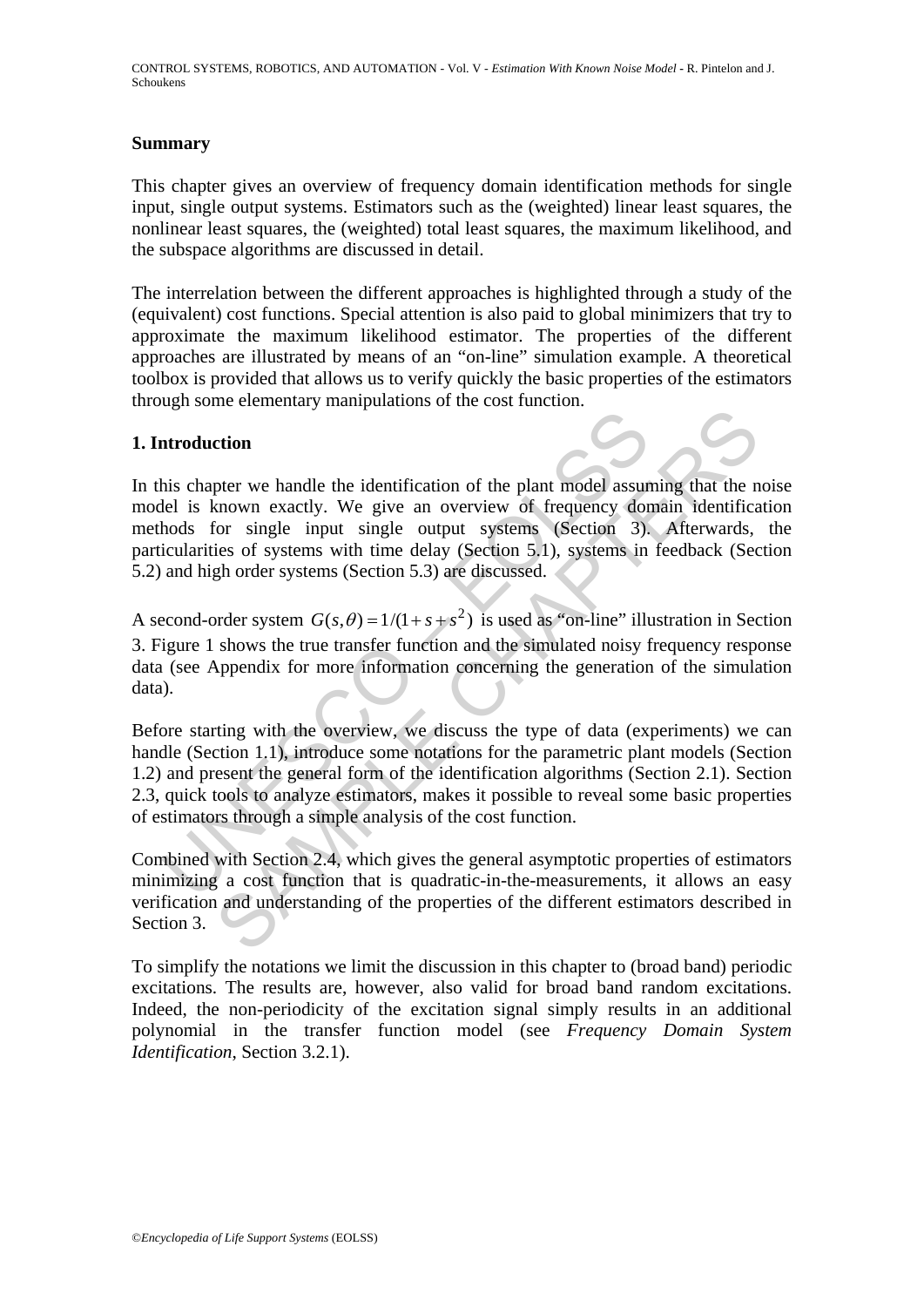## Summary

This chapter gives an overview of frequency domain identification methods for single input, single output systems. Estimators such as the (weighted) linear least squares, the nonlinear least squares, the (weighted) total least squares, the maximum likelihood, and the subspace algorithms are discussed in detail.

The interrelation between the different approaches is highlighted through a study of the (equivalent) cost functions. Special attention is also paid to global minimizers that try to approximate the maximum likelihood estimator. The properties of the different approaches are illustrated by means of an "on-line" simulation example. A theoretical toolbox is provided that allows us to verify quickly the basic properties of the estimators through some elementary manipulations of the cost function.

## 1. Introduction

In this chapter we handle the identification of the plant model assuming that the noise model is known exactly. We give an overview of frequency domain identification methods for single input single output systems (Section 3). Afterwards, the particularities of systems with time delay (Section 5.1), systems in feedback (Section 5.2) and high order systems (Section 5.3) are discussed.

A second-order system $G(s,\theta) = 1/(1+s+s^2)$ is used as "on-line" illustration in Section 3. Figure 1 shows the true transfer function and the simulated noisy frequency response data (see Appendix for more information concerning the generation of the simulation data).

Before starting with the overview, we discuss the type of data (experiments) we can handle (Section 1.1), introduce some notations for the parametric plant models (Section 1.2) and present the general form of the identification algorithms (Section 2.1). Section 2.3, quick tools to analyze estimators, makes it possible to reveal some basic properties of estimators through a simple analysis of the cost function.

Combined with Section 2.4, which gives the general asymptotic properties of estimators minimizing a cost function that is quadratic-in-the-measurements, it allows an easy verification and understanding of the properties of the different estimators described in Section 3.

To simplify the notations we limit the discussion in this chapter to (broad band) periodic excitations. The results are, however, also valid for broad band random excitations. Indeed, the non-periodicity of the excitation signal simply results in an additional polynomial in the transfer function model (see *Frequency Domain System Identification*, Section 3.2.1).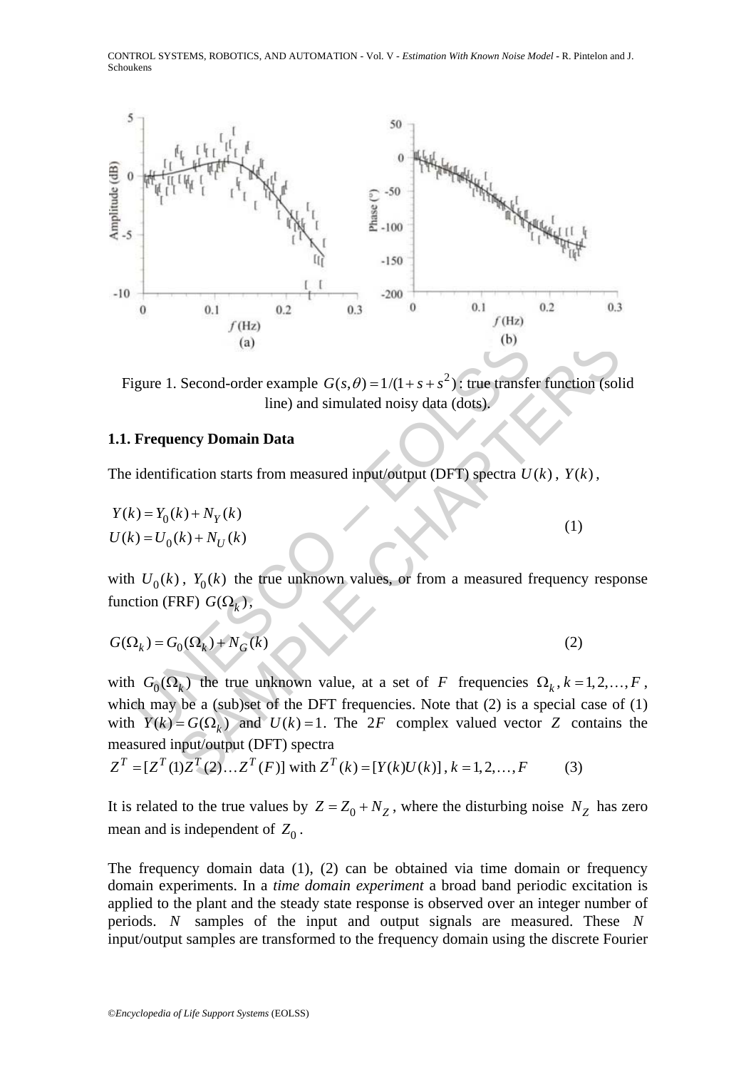Figure 1. Second-order example $G(s,\theta)=1/(1+s+s^2)$ : true transfer function (solid line) and simulated noisy data (dots).

### 1.1. Frequency Domain Data

The identification starts from measured input/output (DFT) spectra $U(k)$ , $Y(k)$ ,

$$\begin{aligned} Y(k) &= Y_0(k) + N_Y(k) \\ U(k) &= U_0(k) + N_U(k) \end{aligned} \tag{1}$$

with $U_0(k)$ , $Y_0(k)$ the true unknown values, or from a measured frequency response function (FRF) $G(\Omega_k)$ ,

$$G(\Omega_k) = G_0(\Omega_k) + N_G(k) \tag{2}$$

with $G_0(\Omega_k)$ the true unknown value, at a set of $F$ frequencies $\Omega_k, k=1,2,\ldots,F$ , which may be a (sub)set of the DFT frequencies. Note that (2) is a special case of (1) with $Y(k)=G(\Omega_k)$ and $U(k)=1$ . The $2F$ complex valued vector $Z$ contains the measured input/output (DFT) spectra

$$Z^T = [Z^T(1)Z^T(2)\ldots Z^T(F)] \text{ with } Z^T(k) = [Y(k)U(k)],\ k=1,2,\ldots,F \tag{3}$$

It is related to the true values by $Z = Z_0 + N_Z$ , where the disturbing noise $N_Z$ has zero mean and is independent of $Z_0$ .

The frequency domain data (1), (2) can be obtained via time domain or frequency domain experiments. In a *time domain experiment* a broad band periodic excitation is applied to the plant and the steady state response is observed over an integer number of periods. $N$ samples of the input and output signals are measured. These $N$ input/output samples are transformed to the frequency domain using the discrete Fourier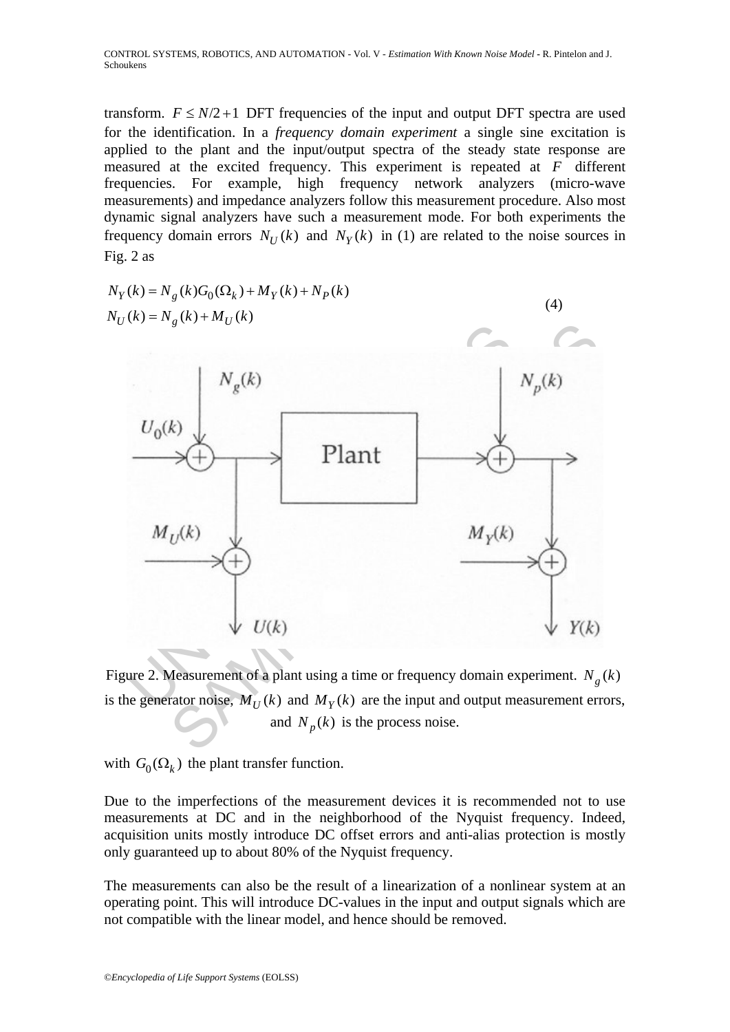transform. $F \leq N/2+1$ DFT frequencies of the input and output DFT spectra are used for the identification. In a *frequency domain experiment* a single sine excitation is applied to the plant and the input/output spectra of the steady state response are measured at the excited frequency. This experiment is repeated at $F$ different frequencies. For example, high frequency network analyzers (micro-wave measurements) and impedance analyzers follow this measurement procedure. Also most dynamic signal analyzers have such a measurement mode. For both experiments the frequency domain errors $N_U(k)$ and $N_Y(k)$ in (1) are related to the noise sources in Fig. 2 as

$$
\begin{aligned}
N_Y(k) &= N_g(k)G_0(\Omega_k) + M_Y(k) + N_P(k) \\
N_U(k) &= N_g(k) + M_U(k)
\end{aligned}
\tag{4}
$$

Figure 2. Measurement of a plant using a time or frequency domain experiment. $N_g(k)$ is the generator noise, $M_U(k)$ and $M_Y(k)$ are the input and output measurement errors, and $N_p(k)$ is the process noise.

with $G_0(\Omega_k)$ the plant transfer function.

Due to the imperfections of the measurement devices it is recommended not to use measurements at DC and in the neighborhood of the Nyquist frequency. Indeed, acquisition units mostly introduce DC offset errors and anti-alias protection is mostly only guaranteed up to about 80% of the Nyquist frequency.

The measurements can also be the result of a linearization of a nonlinear system at an operating point. This will introduce DC-values in the input and output signals which are not compatible with the linear model, and hence should be removed.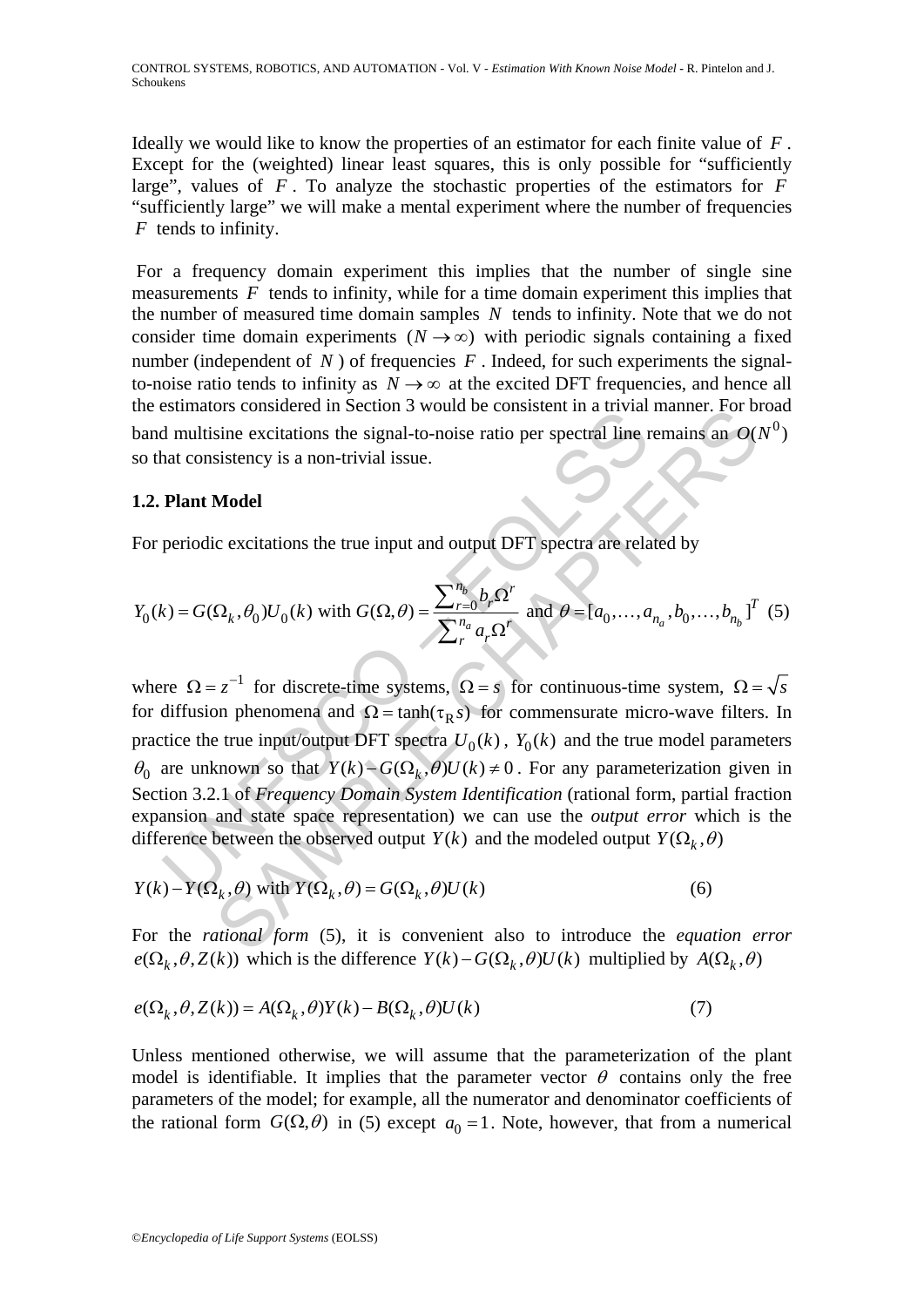Ideally we would like to know the properties of an estimator for each finite value of $F$. Except for the (weighted) linear least squares, this is only possible for "sufficiently large", values of $F$. To analyze the stochastic properties of the estimators for $F$ "sufficiently large" we will make a mental experiment where the number of frequencies $F$ tends to infinity.

For a frequency domain experiment this implies that the number of single sine measurements $F$ tends to infinity, while for a time domain experiment this implies that the number of measured time domain samples $N$ tends to infinity. Note that we do not consider time domain experiments $(N \to \infty)$ with periodic signals containing a fixed number (independent of $N$) of frequencies $F$. Indeed, for such experiments the signal-to-noise ratio tends to infinity as $N \to \infty$ at the excited DFT frequencies, and hence all the estimators considered in Section 3 would be consistent in a trivial manner. For broad band multisine excitations the signal-to-noise ratio per spectral line remains an $O(N^0)$ so that consistency is a non-trivial issue.

### 1.2. Plant Model

For periodic excitations the true input and output DFT spectra are related by

$$Y_0(k) = G(\Omega_k, \theta_0) U_0(k) \text{ with } G(\Omega, \theta) = \frac{\sum_{r=0}^{n_b} b_r \Omega^r}{\sum_{r}^{n_a} a_r \Omega^r} \text{ and } \theta = [a_0, \ldots, a_{n_a}, b_0, \ldots, b_{n_b}]^T \quad (5)$$

where $\Omega = z^{-1}$ for discrete-time systems, $\Omega = s$ for continuous-time system, $\Omega = \sqrt{s}$ for diffusion phenomena and $\Omega = \tanh(\tau_R s)$ for commensurate micro-wave filters. In practice the true input/output DFT spectra $U_0(k)$, $Y_0(k)$ and the true model parameters $\theta_0$ are unknown so that $Y(k) - G(\Omega_k, \theta) U(k) \neq 0$. For any parameterization given in Section 3.2.1 of *Frequency Domain System Identification* (rational form, partial fraction expansion and state space representation) we can use the *output error* which is the difference between the observed output $Y(k)$ and the modeled output $Y(\Omega_k, \theta)$

$$Y(k) - Y(\Omega_k, \theta) \text{ with } Y(\Omega_k, \theta) = G(\Omega_k, \theta) U(k) \quad (6)$$

For the *rational form* (5), it is convenient also to introduce the *equation error* $e(\Omega_k, \theta, Z(k))$ which is the difference $Y(k) - G(\Omega_k, \theta) U(k)$ multiplied by $A(\Omega_k, \theta)$

$$e(\Omega_k, \theta, Z(k)) = A(\Omega_k, \theta) Y(k) - B(\Omega_k, \theta) U(k) \quad (7)$$

Unless mentioned otherwise, we will assume that the parameterization of the plant model is identifiable. It implies that the parameter vector $\theta$ contains only the free parameters of the model; for example, all the numerator and denominator coefficients of the rational form $G(\Omega, \theta)$ in (5) except $a_0 = 1$. Note, however, that from a numerical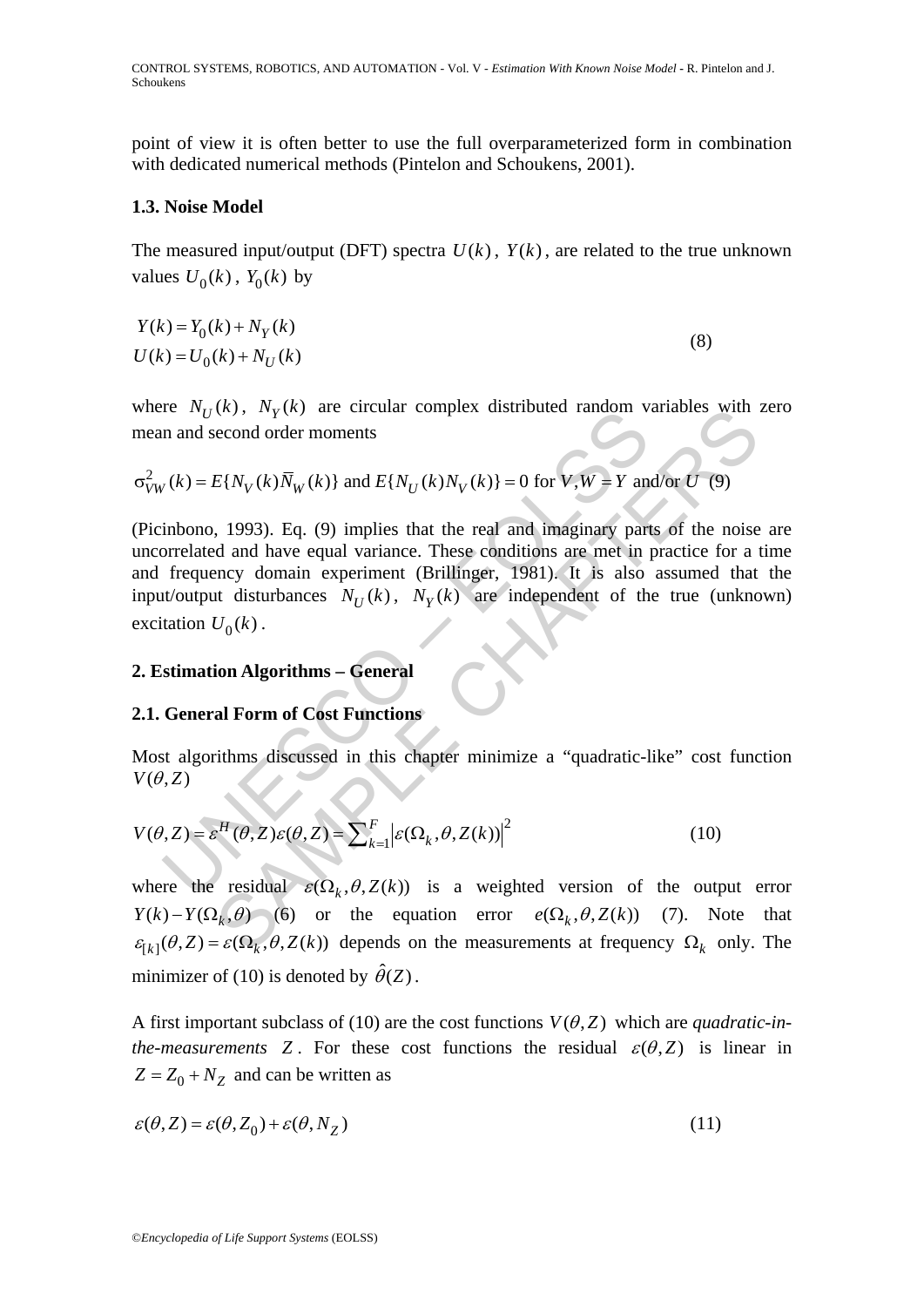point of view it is often better to use the full overparameterized form in combination with dedicated numerical methods (Pintelon and Schoukens, 2001).

### 1.3. Noise Model

The measured input/output (DFT) spectra $U(k)$, $Y(k)$, are related to the true unknown values $U_0(k)$, $Y_0(k)$ by

$$
\begin{aligned}
Y(k) &= Y_0(k) + N_Y(k) \\
U(k) &= U_0(k) + N_U(k)
\end{aligned}
\tag{8}
$$

where $N_U(k)$, $N_Y(k)$ are circular complex distributed random variables with zero mean and second order moments

$$
\sigma^2_{VW}(k) = E\{N_V(k)\overline{N}_W(k)\} \text{ and } E\{N_U(k)N_V(k)\} = 0 \text{ for } V, W = Y \text{ and/or } U \tag{9}
$$

(Picinbono, 1993). Eq. (9) implies that the real and imaginary parts of the noise are uncorrelated and have equal variance. These conditions are met in practice for a time and frequency domain experiment (Brillinger, 1981). It is also assumed that the input/output disturbances $N_U(k)$, $N_Y(k)$ are independent of the true (unknown) excitation $U_0(k)$.

## 2. Estimation Algorithms – General

### 2.1. General Form of Cost Functions

Most algorithms discussed in this chapter minimize a "quadratic-like" cost function $V(\theta, Z)$

$$
V(\theta, Z) = \varepsilon^H(\theta, Z)\varepsilon(\theta, Z) = \sum_{k=1}^{F} \left|\varepsilon(\Omega_k, \theta, Z(k))\right|^2 \tag{10}
$$

where the residual $\varepsilon(\Omega_k, \theta, Z(k))$ is a weighted version of the output error $Y(k) - Y(\Omega_k, \theta)$ (6) or the equation error $e(\Omega_k, \theta, Z(k))$ (7). Note that $\varepsilon_{[k]}(\theta, Z) = \varepsilon(\Omega_k, \theta, Z(k))$ depends on the measurements at frequency $\Omega_k$ only. The minimizer of (10) is denoted by $\hat{\theta}(Z)$.

A first important subclass of (10) are the cost functions $V(\theta, Z)$ which are *quadratic-in-the-measurements* $Z$. For these cost functions the residual $\varepsilon(\theta, Z)$ is linear in $Z = Z_0 + N_Z$ and can be written as

$$
\varepsilon(\theta, Z) = \varepsilon(\theta, Z_0) + \varepsilon(\theta, N_Z) \tag{11}
$$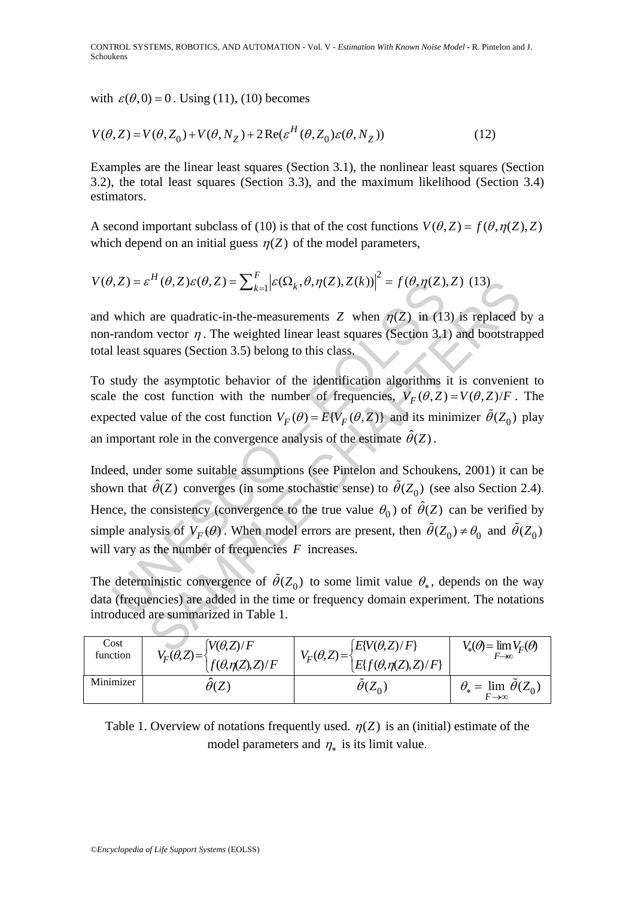with $\varepsilon(\theta, 0) = 0$. Using (11), (10) becomes

$$V(\theta, Z) = V(\theta, Z_0) + V(\theta, N_Z) + 2\,\mathrm{Re}(\varepsilon^H(\theta, Z_0)\varepsilon(\theta, N_Z)) \tag{12}$$

Examples are the linear least squares (Section 3.1), the nonlinear least squares (Section 3.2), the total least squares (Section 3.3), and the maximum likelihood (Section 3.4) estimators.

A second important subclass of (10) is that of the cost functions $V(\theta, Z) = f(\theta, \eta(Z), Z)$ which depend on an initial guess $\eta(Z)$ of the model parameters,

$$V(\theta, Z) = \varepsilon^H(\theta, Z)\varepsilon(\theta, Z) = \sum_{k=1}^{F} \left|\varepsilon(\Omega_k, \theta, \eta(Z), Z(k))\right|^2 = f(\theta, \eta(Z), Z) \tag{13}$$

and which are quadratic-in-the-measurements $Z$ when $\eta(Z)$ in (13) is replaced by a non-random vector $\eta$. The weighted linear least squares (Section 3.1) and bootstrapped total least squares (Section 3.5) belong to this class.

To study the asymptotic behavior of the identification algorithms it is convenient to scale the cost function with the number of frequencies, $V_F(\theta, Z) = V(\theta, Z)/F$. The expected value of the cost function $V_F(\theta) = E\{V_F(\theta, Z)\}$ and its minimizer $\tilde{\theta}(Z_0)$ play an important role in the convergence analysis of the estimate $\hat{\theta}(Z)$.

Indeed, under some suitable assumptions (see Pintelon and Schoukens, 2001) it can be shown that $\hat{\theta}(Z)$ converges (in some stochastic sense) to $\tilde{\theta}(Z_0)$ (see also Section 2.4). Hence, the consistency (convergence to the true value $\theta_0$) of $\hat{\theta}(Z)$ can be verified by simple analysis of $V_F(\theta)$. When model errors are present, then $\tilde{\theta}(Z_0) \neq \theta_0$ and $\tilde{\theta}(Z_0)$ will vary as the number of frequencies $F$ increases.

The deterministic convergence of $\tilde{\theta}(Z_0)$ to some limit value $\theta_*$, depends on the way data (frequencies) are added in the time or frequency domain experiment. The notations introduced are summarized in Table 1.

| Cost function | $V_F(\theta,Z) = \begin{cases} V(\theta,Z)/F \\ f(\theta,\eta(Z),Z)/F \end{cases}$ | $V_F(\theta,Z) = \begin{cases} E\{V(\theta,Z)/F\} \\ E\{f(\theta,\eta(Z),Z)/F\} \end{cases}$ | $V_*(\theta) = \lim_{F\to\infty} V_F(\theta)$ |
|---|---|---|---|
| Minimizer | $\hat{\theta}(Z)$ | $\tilde{\theta}(Z_0)$ | $\theta_* = \lim_{F\to\infty} \tilde{\theta}(Z_0)$ |

Table 1. Overview of notations frequently used. $\eta(Z)$ is an (initial) estimate of the model parameters and $\eta_*$ is its limit value.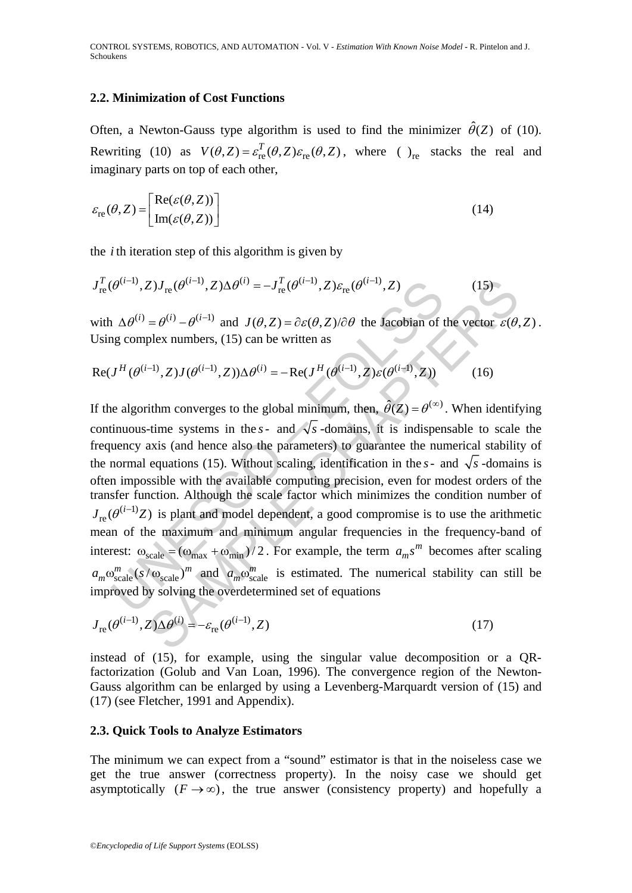### 2.2. Minimization of Cost Functions

Often, a Newton-Gauss type algorithm is used to find the minimizer $\hat{\theta}(Z)$ of (10). Rewriting (10) as $V(\theta, Z) = \varepsilon_{\text{re}}^T(\theta, Z)\varepsilon_{\text{re}}(\theta, Z)$, where $(\ )_{\text{re}}$ stacks the real and imaginary parts on top of each other,

$$\varepsilon_{\text{re}}(\theta, Z) = \begin{bmatrix} \text{Re}(\varepsilon(\theta, Z)) \\ \text{Im}(\varepsilon(\theta, Z)) \end{bmatrix} \tag{14}$$

the $i$ th iteration step of this algorithm is given by

$$J_{\text{re}}^T(\theta^{(i-1)}, Z) J_{\text{re}}(\theta^{(i-1)}, Z)\Delta\theta^{(i)} = -J_{\text{re}}^T(\theta^{(i-1)}, Z)\varepsilon_{\text{re}}(\theta^{(i-1)}, Z) \tag{15}$$

with $\Delta\theta^{(i)} = \theta^{(i)} - \theta^{(i-1)}$ and $J(\theta, Z) = \partial\varepsilon(\theta, Z)/\partial\theta$ the Jacobian of the vector $\varepsilon(\theta, Z)$. Using complex numbers, (15) can be written as

$$\text{Re}(J^H(\theta^{(i-1)}, Z) J(\theta^{(i-1)}, Z))\Delta\theta^{(i)} = -\text{Re}(J^H(\theta^{(i-1)}, Z)\varepsilon(\theta^{(i-1)}, Z)) \tag{16}$$

If the algorithm converges to the global minimum, then, $\hat{\theta}(Z) = \theta^{(\infty)}$. When identifying continuous-time systems in the $s$- and $\sqrt{s}$-domains, it is indispensable to scale the frequency axis (and hence also the parameters) to guarantee the numerical stability of the normal equations (15). Without scaling, identification in the $s$- and $\sqrt{s}$-domains is often impossible with the available computing precision, even for modest orders of the transfer function. Although the scale factor which minimizes the condition number of $J_{\text{re}}(\theta^{(i-1)}Z)$ is plant and model dependent, a good compromise is to use the arithmetic mean of the maximum and minimum angular frequencies in the frequency-band of interest: $\omega_{\text{scale}} = (\omega_{\max} + \omega_{\min})/2$. For example, the term $a_m s^m$ becomes after scaling $a_m \omega_{\text{scale}}^m (s/\omega_{\text{scale}})^m$ and $a_m \omega_{\text{scale}}^m$ is estimated. The numerical stability can still be improved by solving the overdetermined set of equations

$$J_{\text{re}}(\theta^{(i-1)}, Z)\Delta\theta^{(i)} = -\varepsilon_{\text{re}}(\theta^{(i-1)}, Z) \tag{17}$$

instead of (15), for example, using the singular value decomposition or a QR-factorization (Golub and Van Loan, 1996). The convergence region of the Newton-Gauss algorithm can be enlarged by using a Levenberg-Marquardt version of (15) and (17) (see Fletcher, 1991 and Appendix).

### 2.3. Quick Tools to Analyze Estimators

The minimum we can expect from a "sound" estimator is that in the noiseless case we get the true answer (correctness property). In the noisy case we should get asymptotically $(F \to \infty)$, the true answer (consistency property) and hopefully a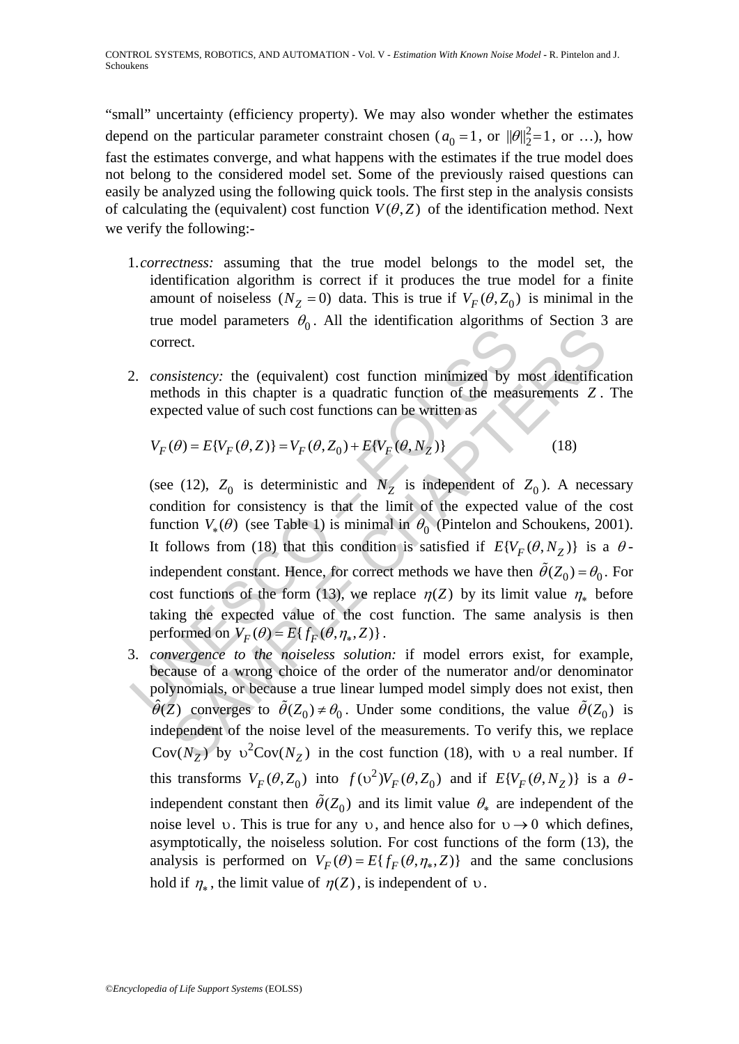"small" uncertainty (efficiency property). We may also wonder whether the estimates depend on the particular parameter constraint chosen ($a_0 = 1$, or $\|\theta\|_2^2 = 1$, or …), how fast the estimates converge, and what happens with the estimates if the true model does not belong to the considered model set. Some of the previously raised questions can easily be analyzed using the following quick tools. The first step in the analysis consists of calculating the (equivalent) cost function $V(\theta, Z)$ of the identification method. Next we verify the following:-

1. *correctness:* assuming that the true model belongs to the model set, the identification algorithm is correct if it produces the true model for a finite amount of noiseless ($N_Z = 0$) data. This is true if $V_F(\theta, Z_0)$ is minimal in the true model parameters $\theta_0$. All the identification algorithms of Section 3 are correct.

2. *consistency:* the (equivalent) cost function minimized by most identification methods in this chapter is a quadratic function of the measurements $Z$. The expected value of such cost functions can be written as

$$V_F(\theta) = E\{V_F(\theta, Z)\} = V_F(\theta, Z_0) + E\{V_F(\theta, N_Z)\} \tag{18}$$

(see (12), $Z_0$ is deterministic and $N_Z$ is independent of $Z_0$). A necessary condition for consistency is that the limit of the expected value of the cost function $V_*(\theta)$ (see Table 1) is minimal in $\theta_0$ (Pintelon and Schoukens, 2001). It follows from (18) that this condition is satisfied if $E\{V_F(\theta, N_Z)\}$ is a $\theta$-independent constant. Hence, for correct methods we have then $\tilde{\theta}(Z_0) = \theta_0$. For cost functions of the form (13), we replace $\eta(Z)$ by its limit value $\eta_*$ before taking the expected value of the cost function. The same analysis is then performed on $V_F(\theta) = E\{f_F(\theta, \eta_*, Z)\}$.

3. *convergence to the noiseless solution:* if model errors exist, for example, because of a wrong choice of the order of the numerator and/or denominator polynomials, or because a true linear lumped model simply does not exist, then $\hat{\theta}(Z)$ converges to $\tilde{\theta}(Z_0) \neq \theta_0$. Under some conditions, the value $\tilde{\theta}(Z_0)$ is independent of the noise level of the measurements. To verify this, we replace $\mathrm{Cov}(N_Z)$ by $\upsilon^2 \mathrm{Cov}(N_Z)$ in the cost function (18), with $\upsilon$ a real number. If this transforms $V_F(\theta, Z_0)$ into $f(\upsilon^2) V_F(\theta, Z_0)$ and if $E\{V_F(\theta, N_Z)\}$ is a $\theta$-independent constant then $\tilde{\theta}(Z_0)$ and its limit value $\theta_*$ are independent of the noise level $\upsilon$. This is true for any $\upsilon$, and hence also for $\upsilon \to 0$ which defines, asymptotically, the noiseless solution. For cost functions of the form (13), the analysis is performed on $V_F(\theta) = E\{f_F(\theta, \eta_*, Z)\}$ and the same conclusions hold if $\eta_*$, the limit value of $\eta(Z)$, is independent of $\upsilon$.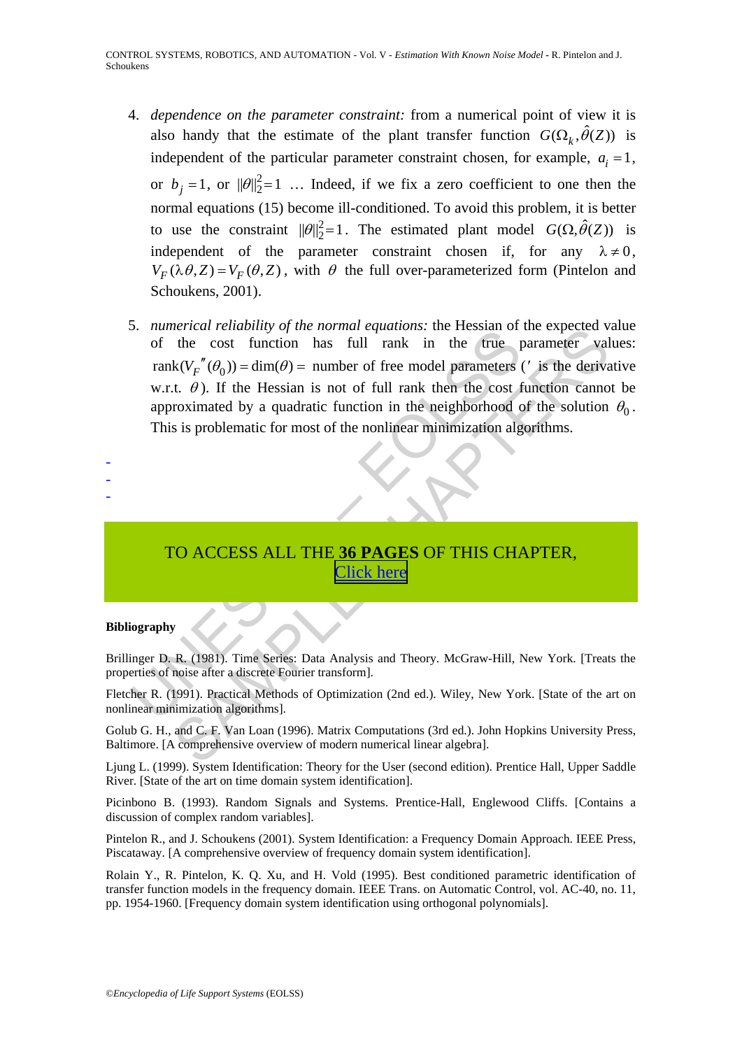4. *dependence on the parameter constraint:* from a numerical point of view it is also handy that the estimate of the plant transfer function $G(\Omega_k, \hat{\theta}(Z))$ is independent of the particular parameter constraint chosen, for example, $a_i = 1$, or $b_j = 1$, or $\|\theta\|_2^2 = 1$ … Indeed, if we fix a zero coefficient to one then the normal equations (15) become ill-conditioned. To avoid this problem, it is better to use the constraint $\|\theta\|_2^2 = 1$. The estimated plant model $G(\Omega, \hat{\theta}(Z))$ is independent of the parameter constraint chosen if, for any $\lambda \neq 0$, $V_F(\lambda\theta, Z) = V_F(\theta, Z)$, with $\theta$ the full over-parameterized form (Pintelon and Schoukens, 2001).

5. *numerical reliability of the normal equations:* the Hessian of the expected value of the cost function has full rank in the true parameter values: $\text{rank}(V_F''(\theta_0)) = \dim(\theta) =$ number of free model parameters ($'$ is the derivative w.r.t. $\theta$). If the Hessian is not of full rank then the cost function cannot be approximated by a quadratic function in the neighborhood of the solution $\theta_0$. This is problematic for most of the nonlinear minimization algorithms.

-
-
-

TO ACCESS ALL THE **36 PAGES** OF THIS CHAPTER,
Click here

**Bibliography**

Brillinger D. R. (1981). Time Series: Data Analysis and Theory. McGraw-Hill, New York. [Treats the properties of noise after a discrete Fourier transform].

Fletcher R. (1991). Practical Methods of Optimization (2nd ed.). Wiley, New York. [State of the art on nonlinear minimization algorithms].

Golub G. H., and C. F. Van Loan (1996). Matrix Computations (3rd ed.). John Hopkins University Press, Baltimore. [A comprehensive overview of modern numerical linear algebra].

Ljung L. (1999). System Identification: Theory for the User (second edition). Prentice Hall, Upper Saddle River. [State of the art on time domain system identification].

Picinbono B. (1993). Random Signals and Systems. Prentice-Hall, Englewood Cliffs. [Contains a discussion of complex random variables].

Pintelon R., and J. Schoukens (2001). System Identification: a Frequency Domain Approach. IEEE Press, Piscataway. [A comprehensive overview of frequency domain system identification].

Rolain Y., R. Pintelon, K. Q. Xu, and H. Vold (1995). Best conditioned parametric identification of transfer function models in the frequency domain. IEEE Trans. on Automatic Control, vol. AC-40, no. 11, pp. 1954-1960. [Frequency domain system identification using orthogonal polynomials].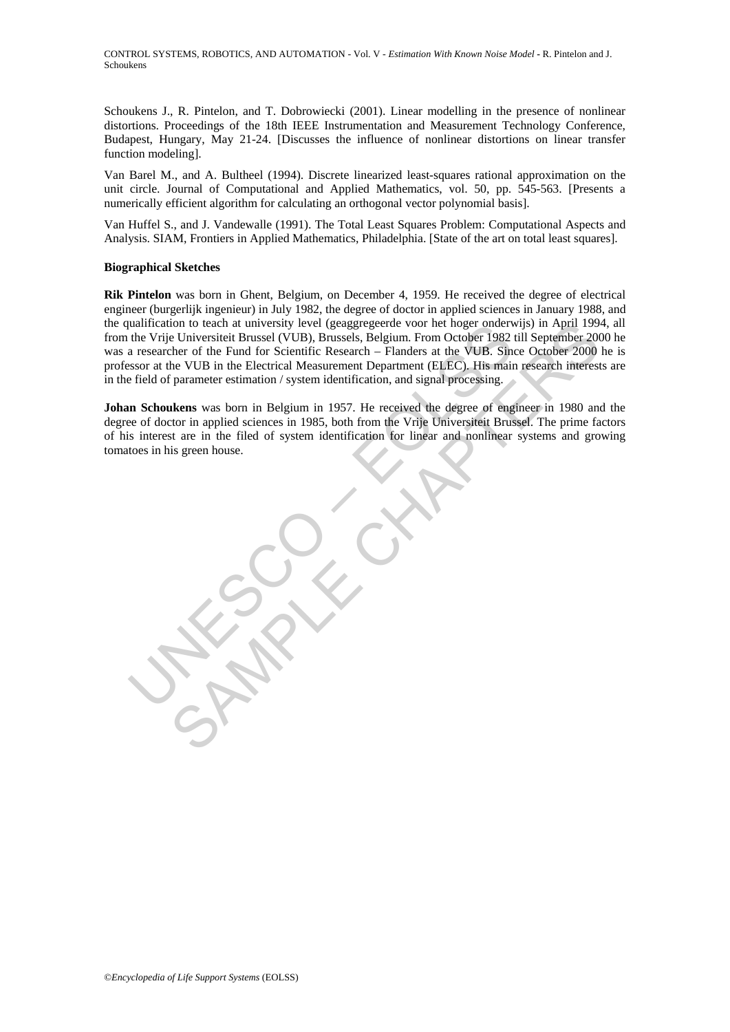Schoukens J., R. Pintelon, and T. Dobrowiecki (2001). Linear modelling in the presence of nonlinear distortions. Proceedings of the 18th IEEE Instrumentation and Measurement Technology Conference, Budapest, Hungary, May 21-24. [Discusses the influence of nonlinear distortions on linear transfer function modeling].

Van Barel M., and A. Bultheel (1994). Discrete linearized least-squares rational approximation on the unit circle. Journal of Computational and Applied Mathematics, vol. 50, pp. 545-563. [Presents a numerically efficient algorithm for calculating an orthogonal vector polynomial basis].

Van Huffel S., and J. Vandewalle (1991). The Total Least Squares Problem: Computational Aspects and Analysis. SIAM, Frontiers in Applied Mathematics, Philadelphia. [State of the art on total least squares].

**Biographical Sketches**

**Rik Pintelon** was born in Ghent, Belgium, on December 4, 1959. He received the degree of electrical engineer (burgerlijk ingenieur) in July 1982, the degree of doctor in applied sciences in January 1988, and the qualification to teach at university level (geaggregeerde voor het hoger onderwijs) in April 1994, all from the Vrije Universiteit Brussel (VUB), Brussels, Belgium. From October 1982 till September 2000 he was a researcher of the Fund for Scientific Research – Flanders at the VUB. Since October 2000 he is professor at the VUB in the Electrical Measurement Department (ELEC). His main research interests are in the field of parameter estimation / system identification, and signal processing.

**Johan Schoukens** was born in Belgium in 1957. He received the degree of engineer in 1980 and the degree of doctor in applied sciences in 1985, both from the Vrije Universiteit Brussel. The prime factors of his interest are in the filed of system identification for linear and nonlinear systems and growing tomatoes in his green house.